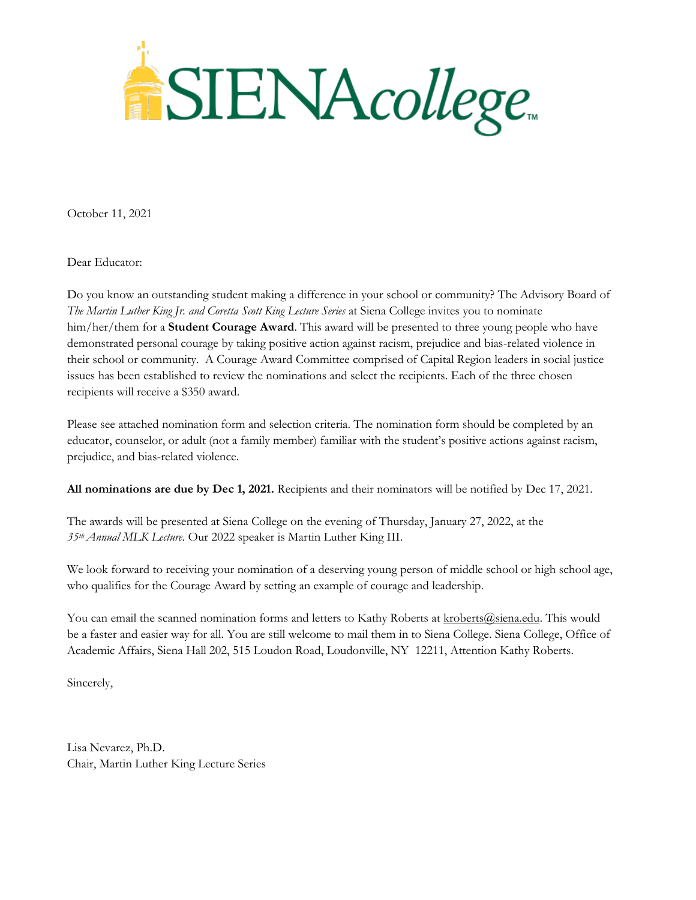October 11, 2021

Dear Educator:

Do you know an outstanding student making a difference in your school or community? The Advisory Board of *The Martin Luther King Jr. and Coretta Scott King Lecture Series* at Siena College invites you to nominate him/her/them for a **Student Courage Award**. This award will be presented to three young people who have demonstrated personal courage by taking positive action against racism, prejudice and bias-related violence in their school or community. A Courage Award Committee comprised of Capital Region leaders in social justice issues has been established to review the nominations and select the recipients. Each of the three chosen recipients will receive a $350 award.

Please see attached nomination form and selection criteria. The nomination form should be completed by an educator, counselor, or adult (not a family member) familiar with the student's positive actions against racism, prejudice, and bias-related violence.

**All nominations are due by Dec 1, 2021.** Recipients and their nominators will be notified by Dec 17, 2021.

The awards will be presented at Siena College on the evening of Thursday, January 27, 2022, at the *35th Annual MLK Lecture.* Our 2022 speaker is Martin Luther King III.

We look forward to receiving your nomination of a deserving young person of middle school or high school age, who qualifies for the Courage Award by setting an example of courage and leadership.

You can email the scanned nomination forms and letters to Kathy Roberts at kroberts@siena.edu. This would be a faster and easier way for all. You are still welcome to mail them in to Siena College. Siena College, Office of Academic Affairs, Siena Hall 202, 515 Loudon Road, Loudonville, NY 12211, Attention Kathy Roberts.

Sincerely,

Lisa Nevarez, Ph.D.
Chair, Martin Luther King Lecture Series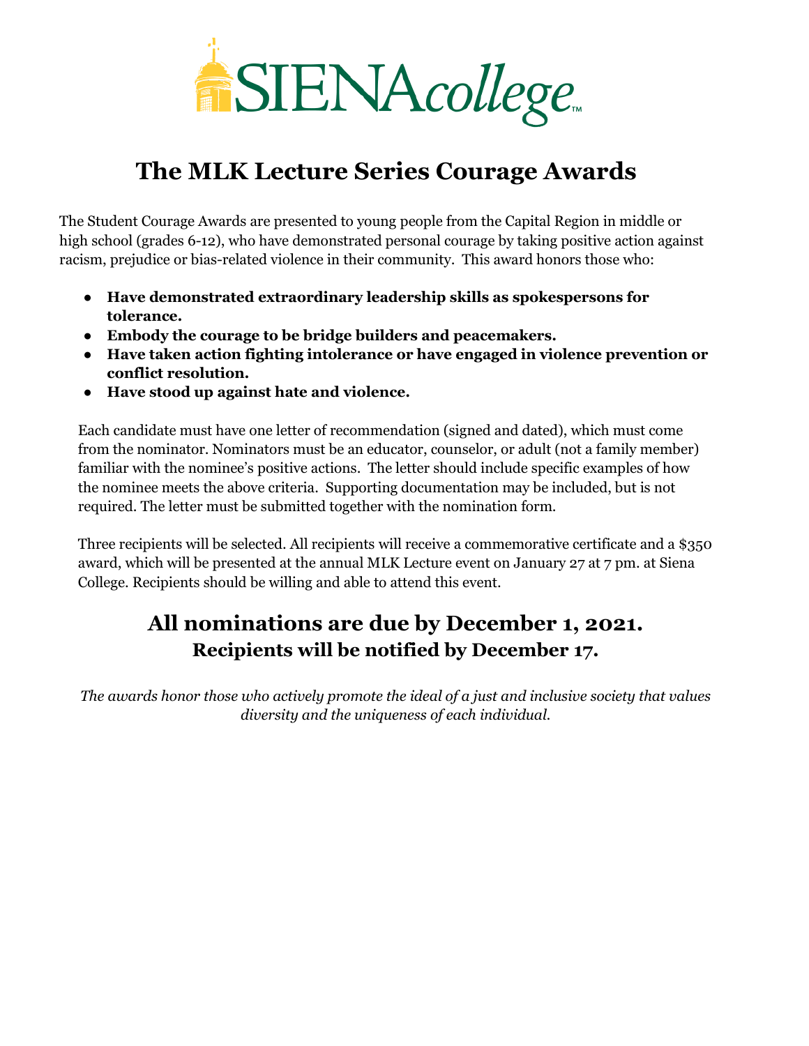# The MLK Lecture Series Courage Awards

The Student Courage Awards are presented to young people from the Capital Region in middle or high school (grades 6-12), who have demonstrated personal courage by taking positive action against racism, prejudice or bias-related violence in their community. This award honors those who:

- **Have demonstrated extraordinary leadership skills as spokespersons for tolerance.**
- **Embody the courage to be bridge builders and peacemakers.**
- **Have taken action fighting intolerance or have engaged in violence prevention or conflict resolution.**
- **Have stood up against hate and violence.**

Each candidate must have one letter of recommendation (signed and dated), which must come from the nominator. Nominators must be an educator, counselor, or adult (not a family member) familiar with the nominee's positive actions. The letter should include specific examples of how the nominee meets the above criteria. Supporting documentation may be included, but is not required. The letter must be submitted together with the nomination form.

Three recipients will be selected. All recipients will receive a commemorative certificate and a $350 award, which will be presented at the annual MLK Lecture event on January 27 at 7 pm. at Siena College. Recipients should be willing and able to attend this event.

## All nominations are due by December 1, 2021.

### Recipients will be notified by December 17.

*The awards honor those who actively promote the ideal of a just and inclusive society that values diversity and the uniqueness of each individual.*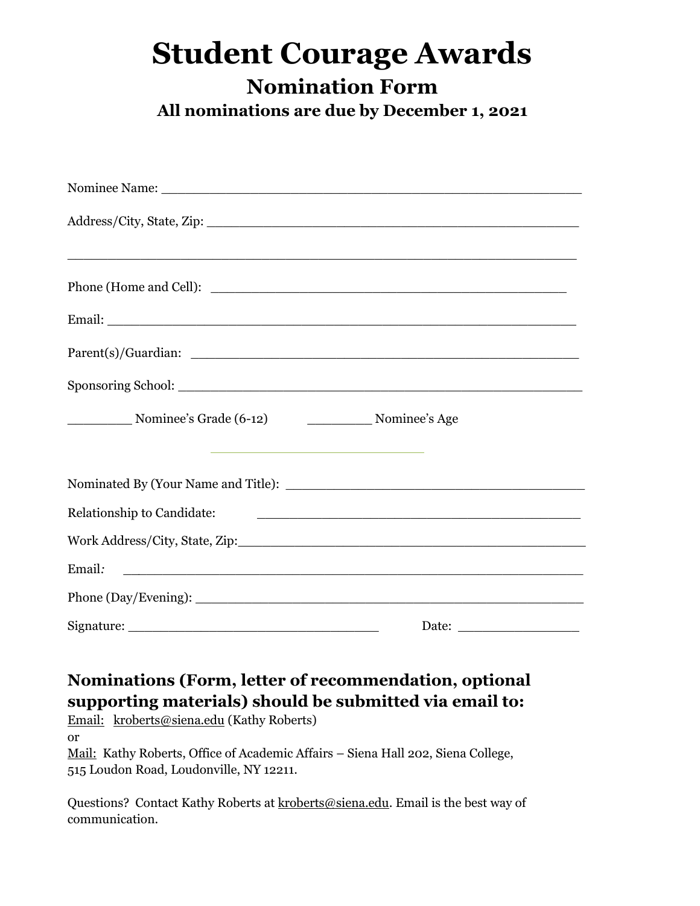# Student Courage Awards

## Nomination Form

### All nominations are due by December 1, 2021

Nominee Name: ____________________________________________________

Address/City, State, Zip: ______________________________________________

_________________________________________________________________

Phone (Home and Cell): ______________________________________________

Email: ___________________________________________________________

Parent(s)/Guardian: _________________________________________________

Sponsoring School: _________________________________________________

________ Nominee's Grade (6-12)   ________ Nominee's Age

---

Nominated By (Your Name and Title): ____________________________________

Relationship to Candidate: ________________________________________

Work Address/City, State, Zip:_________________________________________

Email: ___________________________________________________________

Phone (Day/Evening): _______________________________________________

Signature: ______________________________   Date: ______________

## Nominations (Form, letter of recommendation, optional supporting materials) should be submitted via email to:

Email: kroberts@siena.edu (Kathy Roberts)

or

Mail: Kathy Roberts, Office of Academic Affairs – Siena Hall 202, Siena College, 515 Loudon Road, Loudonville, NY 12211.

Questions? Contact Kathy Roberts at kroberts@siena.edu. Email is the best way of communication.